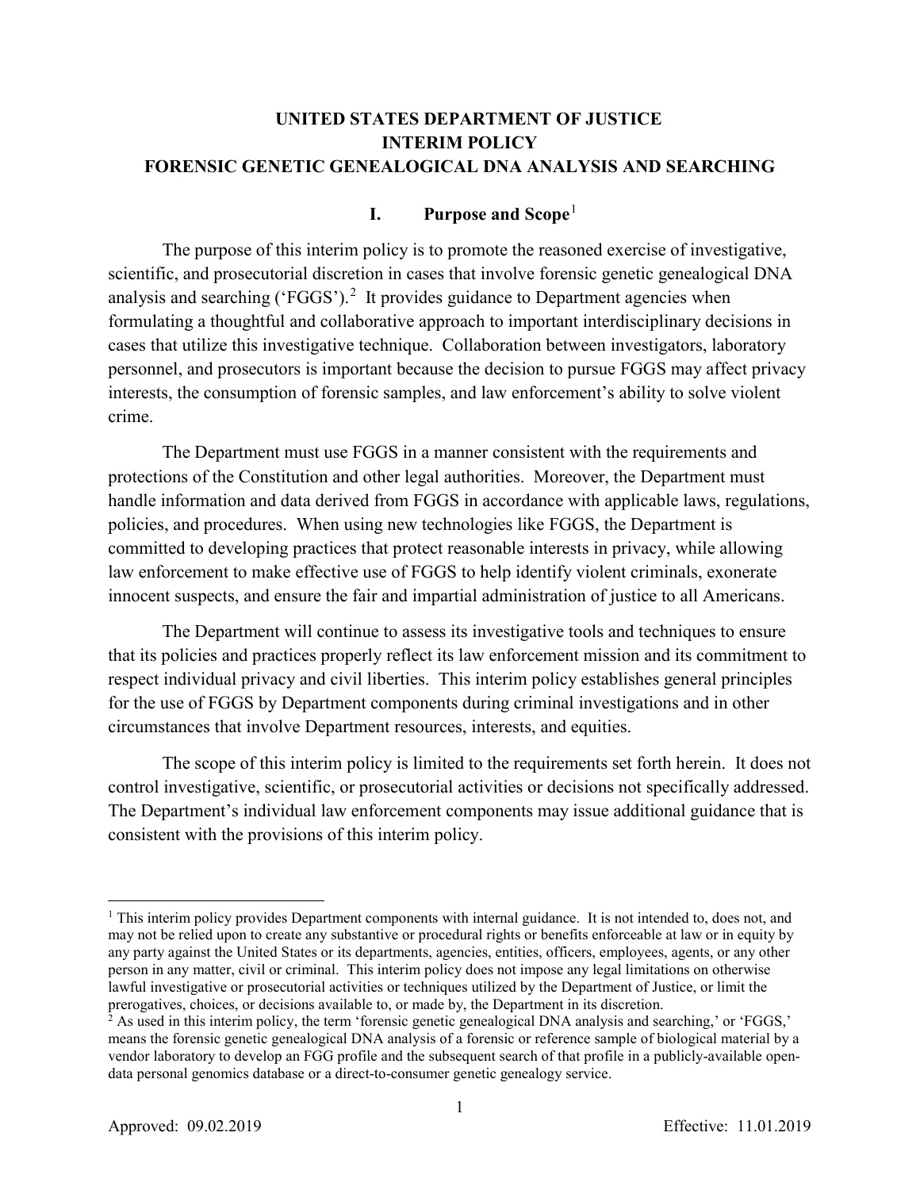# UNITED STATES DEPARTMENT OF JUSTICE
# INTERIM POLICY
# FORENSIC GENETIC GENEALOGICAL DNA ANALYSIS AND SEARCHING

## I. Purpose and Scope[1]

The purpose of this interim policy is to promote the reasoned exercise of investigative, scientific, and prosecutorial discretion in cases that involve forensic genetic genealogical DNA analysis and searching ('FGGS').[2] It provides guidance to Department agencies when formulating a thoughtful and collaborative approach to important interdisciplinary decisions in cases that utilize this investigative technique. Collaboration between investigators, laboratory personnel, and prosecutors is important because the decision to pursue FGGS may affect privacy interests, the consumption of forensic samples, and law enforcement's ability to solve violent crime.

The Department must use FGGS in a manner consistent with the requirements and protections of the Constitution and other legal authorities. Moreover, the Department must handle information and data derived from FGGS in accordance with applicable laws, regulations, policies, and procedures. When using new technologies like FGGS, the Department is committed to developing practices that protect reasonable interests in privacy, while allowing law enforcement to make effective use of FGGS to help identify violent criminals, exonerate innocent suspects, and ensure the fair and impartial administration of justice to all Americans.

The Department will continue to assess its investigative tools and techniques to ensure that its policies and practices properly reflect its law enforcement mission and its commitment to respect individual privacy and civil liberties. This interim policy establishes general principles for the use of FGGS by Department components during criminal investigations and in other circumstances that involve Department resources, interests, and equities.

The scope of this interim policy is limited to the requirements set forth herein. It does not control investigative, scientific, or prosecutorial activities or decisions not specifically addressed. The Department's individual law enforcement components may issue additional guidance that is consistent with the provisions of this interim policy.

---

[1] This interim policy provides Department components with internal guidance. It is not intended to, does not, and may not be relied upon to create any substantive or procedural rights or benefits enforceable at law or in equity by any party against the United States or its departments, agencies, entities, officers, employees, agents, or any other person in any matter, civil or criminal. This interim policy does not impose any legal limitations on otherwise lawful investigative or prosecutorial activities or techniques utilized by the Department of Justice, or limit the prerogatives, choices, or decisions available to, or made by, the Department in its discretion.

[2] As used in this interim policy, the term 'forensic genetic genealogical DNA analysis and searching,' or 'FGGS,' means the forensic genetic genealogical DNA analysis of a forensic or reference sample of biological material by a vendor laboratory to develop an FGG profile and the subsequent search of that profile in a publicly-available open-data personal genomics database or a direct-to-consumer genetic genealogy service.

Approved: 09.02.2019 Effective: 11.01.2019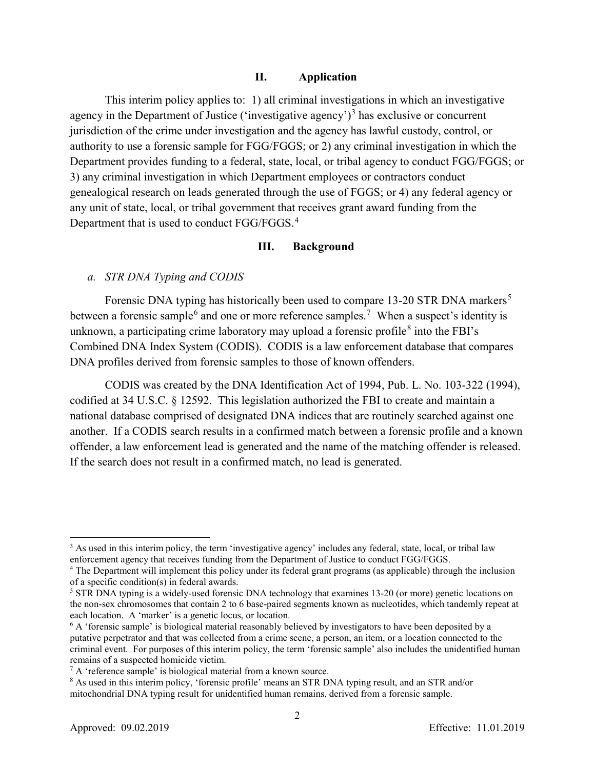## II. Application

This interim policy applies to: 1) all criminal investigations in which an investigative agency in the Department of Justice ('investigative agency')[3] has exclusive or concurrent jurisdiction of the crime under investigation and the agency has lawful custody, control, or authority to use a forensic sample for FGG/FGGS; or 2) any criminal investigation in which the Department provides funding to a federal, state, local, or tribal agency to conduct FGG/FGGS; or 3) any criminal investigation in which Department employees or contractors conduct genealogical research on leads generated through the use of FGGS; or 4) any federal agency or any unit of state, local, or tribal government that receives grant award funding from the Department that is used to conduct FGG/FGGS.[4]

## III. Background

### *a. STR DNA Typing and CODIS*

Forensic DNA typing has historically been used to compare 13-20 STR DNA markers[5] between a forensic sample[6] and one or more reference samples.[7] When a suspect's identity is unknown, a participating crime laboratory may upload a forensic profile[8] into the FBI's Combined DNA Index System (CODIS). CODIS is a law enforcement database that compares DNA profiles derived from forensic samples to those of known offenders.

CODIS was created by the DNA Identification Act of 1994, Pub. L. No. 103-322 (1994), codified at 34 U.S.C. § 12592. This legislation authorized the FBI to create and maintain a national database comprised of designated DNA indices that are routinely searched against one another. If a CODIS search results in a confirmed match between a forensic profile and a known offender, a law enforcement lead is generated and the name of the matching offender is released. If the search does not result in a confirmed match, no lead is generated.

---

[3] As used in this interim policy, the term 'investigative agency' includes any federal, state, local, or tribal law enforcement agency that receives funding from the Department of Justice to conduct FGG/FGGS.

[4] The Department will implement this policy under its federal grant programs (as applicable) through the inclusion of a specific condition(s) in federal awards.

[5] STR DNA typing is a widely-used forensic DNA technology that examines 13-20 (or more) genetic locations on the non-sex chromosomes that contain 2 to 6 base-paired segments known as nucleotides, which tandemly repeat at each location. A 'marker' is a genetic locus, or location.

[6] A 'forensic sample' is biological material reasonably believed by investigators to have been deposited by a putative perpetrator and that was collected from a crime scene, a person, an item, or a location connected to the criminal event. For purposes of this interim policy, the term 'forensic sample' also includes the unidentified human remains of a suspected homicide victim.

[7] A 'reference sample' is biological material from a known source.

[8] As used in this interim policy, 'forensic profile' means an STR DNA typing result, and an STR and/or mitochondrial DNA typing result for unidentified human remains, derived from a forensic sample.

Approved: 09.02.2019 Effective: 11.01.2019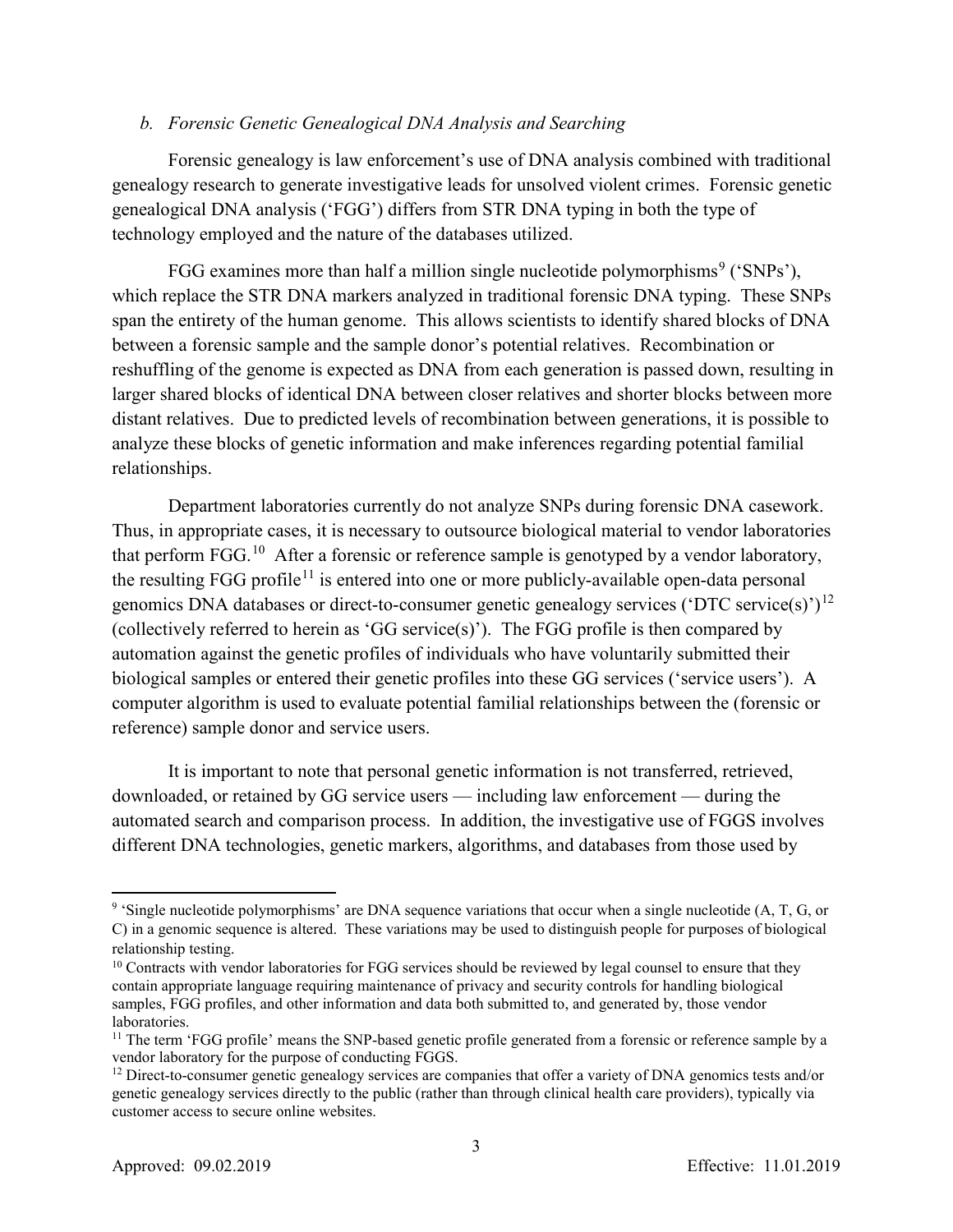*b. Forensic Genetic Genealogical DNA Analysis and Searching*

Forensic genealogy is law enforcement's use of DNA analysis combined with traditional genealogy research to generate investigative leads for unsolved violent crimes. Forensic genetic genealogical DNA analysis ('FGG') differs from STR DNA typing in both the type of technology employed and the nature of the databases utilized.

FGG examines more than half a million single nucleotide polymorphisms[9] ('SNPs'), which replace the STR DNA markers analyzed in traditional forensic DNA typing. These SNPs span the entirety of the human genome. This allows scientists to identify shared blocks of DNA between a forensic sample and the sample donor's potential relatives. Recombination or reshuffling of the genome is expected as DNA from each generation is passed down, resulting in larger shared blocks of identical DNA between closer relatives and shorter blocks between more distant relatives. Due to predicted levels of recombination between generations, it is possible to analyze these blocks of genetic information and make inferences regarding potential familial relationships.

Department laboratories currently do not analyze SNPs during forensic DNA casework. Thus, in appropriate cases, it is necessary to outsource biological material to vendor laboratories that perform FGG.[10] After a forensic or reference sample is genotyped by a vendor laboratory, the resulting FGG profile[11] is entered into one or more publicly-available open-data personal genomics DNA databases or direct-to-consumer genetic genealogy services ('DTC service(s)')[12] (collectively referred to herein as 'GG service(s)'). The FGG profile is then compared by automation against the genetic profiles of individuals who have voluntarily submitted their biological samples or entered their genetic profiles into these GG services ('service users'). A computer algorithm is used to evaluate potential familial relationships between the (forensic or reference) sample donor and service users.

It is important to note that personal genetic information is not transferred, retrieved, downloaded, or retained by GG service users — including law enforcement — during the automated search and comparison process. In addition, the investigative use of FGGS involves different DNA technologies, genetic markers, algorithms, and databases from those used by

---

[9] 'Single nucleotide polymorphisms' are DNA sequence variations that occur when a single nucleotide (A, T, G, or C) in a genomic sequence is altered. These variations may be used to distinguish people for purposes of biological relationship testing.

[10] Contracts with vendor laboratories for FGG services should be reviewed by legal counsel to ensure that they contain appropriate language requiring maintenance of privacy and security controls for handling biological samples, FGG profiles, and other information and data both submitted to, and generated by, those vendor laboratories.

[11] The term 'FGG profile' means the SNP-based genetic profile generated from a forensic or reference sample by a vendor laboratory for the purpose of conducting FGGS.

[12] Direct-to-consumer genetic genealogy services are companies that offer a variety of DNA genomics tests and/or genetic genealogy services directly to the public (rather than through clinical health care providers), typically via customer access to secure online websites.

Approved: 09.02.2019 Effective: 11.01.2019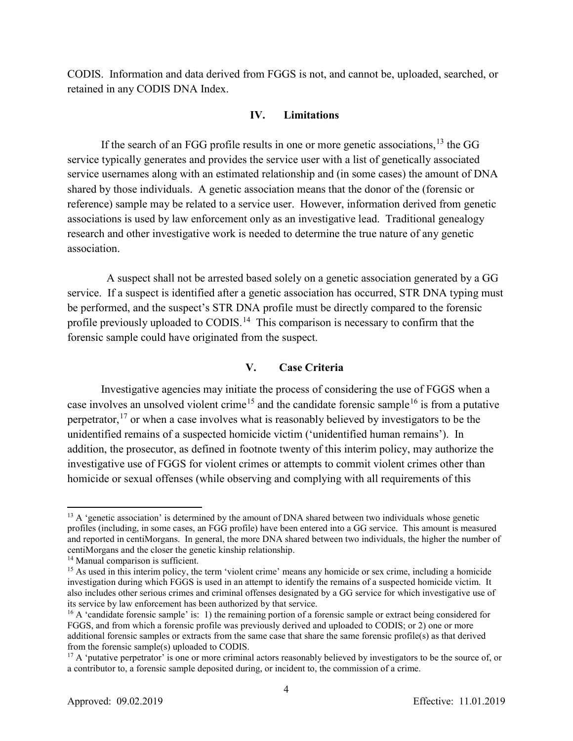CODIS. Information and data derived from FGGS is not, and cannot be, uploaded, searched, or retained in any CODIS DNA Index.

## IV. Limitations

If the search of an FGG profile results in one or more genetic associations,[13] the GG service typically generates and provides the service user with a list of genetically associated service usernames along with an estimated relationship and (in some cases) the amount of DNA shared by those individuals. A genetic association means that the donor of the (forensic or reference) sample may be related to a service user. However, information derived from genetic associations is used by law enforcement only as an investigative lead. Traditional genealogy research and other investigative work is needed to determine the true nature of any genetic association.

A suspect shall not be arrested based solely on a genetic association generated by a GG service. If a suspect is identified after a genetic association has occurred, STR DNA typing must be performed, and the suspect's STR DNA profile must be directly compared to the forensic profile previously uploaded to CODIS.[14] This comparison is necessary to confirm that the forensic sample could have originated from the suspect.

## V. Case Criteria

Investigative agencies may initiate the process of considering the use of FGGS when a case involves an unsolved violent crime[15] and the candidate forensic sample[16] is from a putative perpetrator,[17] or when a case involves what is reasonably believed by investigators to be the unidentified remains of a suspected homicide victim ('unidentified human remains'). In addition, the prosecutor, as defined in footnote twenty of this interim policy, may authorize the investigative use of FGGS for violent crimes or attempts to commit violent crimes other than homicide or sexual offenses (while observing and complying with all requirements of this

---

[13] A 'genetic association' is determined by the amount of DNA shared between two individuals whose genetic profiles (including, in some cases, an FGG profile) have been entered into a GG service. This amount is measured and reported in centiMorgans. In general, the more DNA shared between two individuals, the higher the number of centiMorgans and the closer the genetic kinship relationship.

[14] Manual comparison is sufficient.

[15] As used in this interim policy, the term 'violent crime' means any homicide or sex crime, including a homicide investigation during which FGGS is used in an attempt to identify the remains of a suspected homicide victim. It also includes other serious crimes and criminal offenses designated by a GG service for which investigative use of its service by law enforcement has been authorized by that service.

[16] A 'candidate forensic sample' is: 1) the remaining portion of a forensic sample or extract being considered for FGGS, and from which a forensic profile was previously derived and uploaded to CODIS; or 2) one or more additional forensic samples or extracts from the same case that share the same forensic profile(s) as that derived from the forensic sample(s) uploaded to CODIS.

[17] A 'putative perpetrator' is one or more criminal actors reasonably believed by investigators to be the source of, or a contributor to, a forensic sample deposited during, or incident to, the commission of a crime.

Approved: 09.02.2019 Effective: 11.01.2019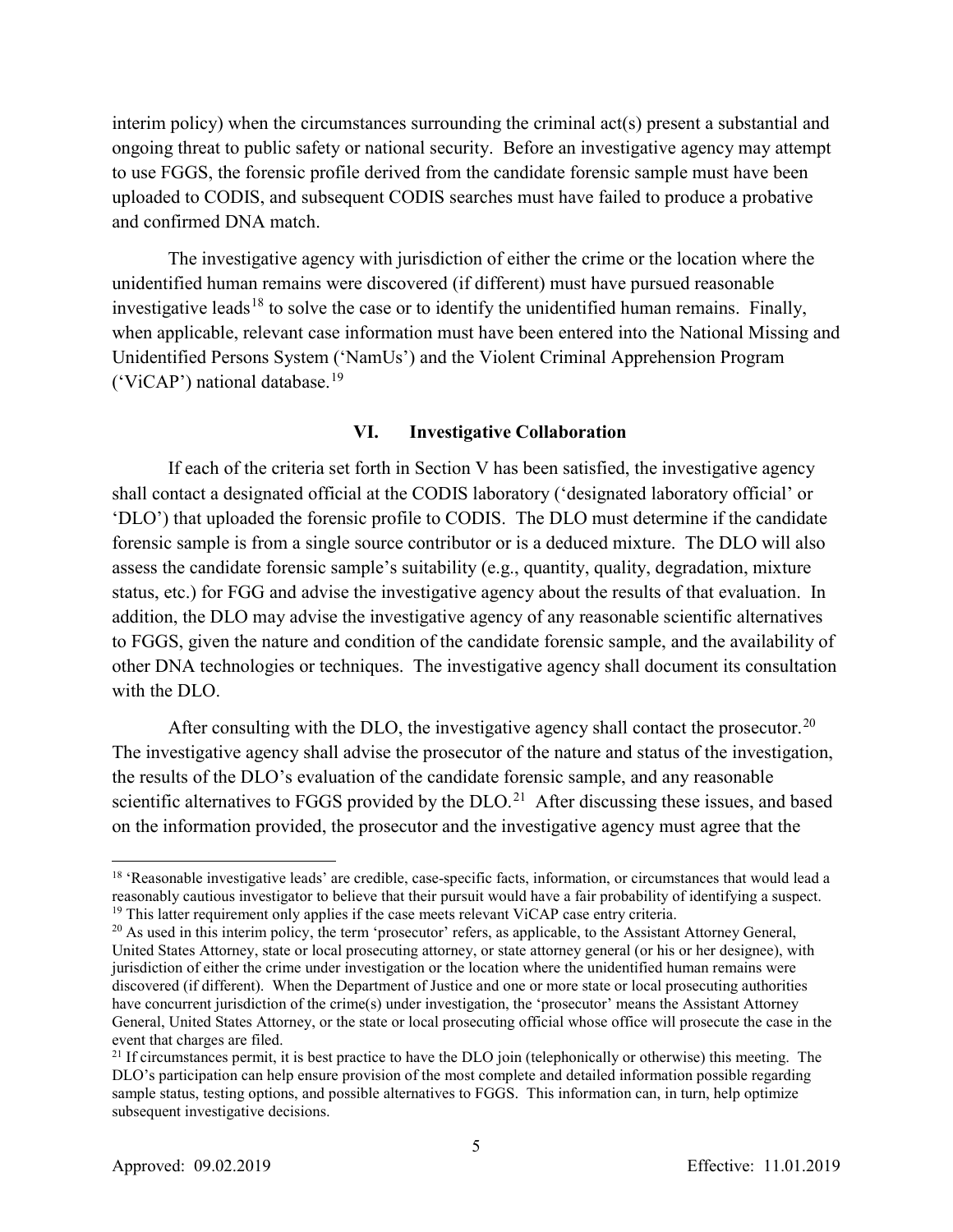interim policy) when the circumstances surrounding the criminal act(s) present a substantial and ongoing threat to public safety or national security. Before an investigative agency may attempt to use FGGS, the forensic profile derived from the candidate forensic sample must have been uploaded to CODIS, and subsequent CODIS searches must have failed to produce a probative and confirmed DNA match.

The investigative agency with jurisdiction of either the crime or the location where the unidentified human remains were discovered (if different) must have pursued reasonable investigative leads[18] to solve the case or to identify the unidentified human remains. Finally, when applicable, relevant case information must have been entered into the National Missing and Unidentified Persons System ('NamUs') and the Violent Criminal Apprehension Program ('ViCAP') national database.[19]

## VI. Investigative Collaboration

If each of the criteria set forth in Section V has been satisfied, the investigative agency shall contact a designated official at the CODIS laboratory ('designated laboratory official' or 'DLO') that uploaded the forensic profile to CODIS. The DLO must determine if the candidate forensic sample is from a single source contributor or is a deduced mixture. The DLO will also assess the candidate forensic sample's suitability (e.g., quantity, quality, degradation, mixture status, etc.) for FGG and advise the investigative agency about the results of that evaluation. In addition, the DLO may advise the investigative agency of any reasonable scientific alternatives to FGGS, given the nature and condition of the candidate forensic sample, and the availability of other DNA technologies or techniques. The investigative agency shall document its consultation with the DLO.

After consulting with the DLO, the investigative agency shall contact the prosecutor.[20] The investigative agency shall advise the prosecutor of the nature and status of the investigation, the results of the DLO's evaluation of the candidate forensic sample, and any reasonable scientific alternatives to FGGS provided by the DLO.[21] After discussing these issues, and based on the information provided, the prosecutor and the investigative agency must agree that the

---

[18] 'Reasonable investigative leads' are credible, case-specific facts, information, or circumstances that would lead a reasonably cautious investigator to believe that their pursuit would have a fair probability of identifying a suspect.

[19] This latter requirement only applies if the case meets relevant ViCAP case entry criteria.

[20] As used in this interim policy, the term 'prosecutor' refers, as applicable, to the Assistant Attorney General, United States Attorney, state or local prosecuting attorney, or state attorney general (or his or her designee), with jurisdiction of either the crime under investigation or the location where the unidentified human remains were discovered (if different). When the Department of Justice and one or more state or local prosecuting authorities have concurrent jurisdiction of the crime(s) under investigation, the 'prosecutor' means the Assistant Attorney General, United States Attorney, or the state or local prosecuting official whose office will prosecute the case in the event that charges are filed.

[21] If circumstances permit, it is best practice to have the DLO join (telephonically or otherwise) this meeting. The DLO's participation can help ensure provision of the most complete and detailed information possible regarding sample status, testing options, and possible alternatives to FGGS. This information can, in turn, help optimize subsequent investigative decisions.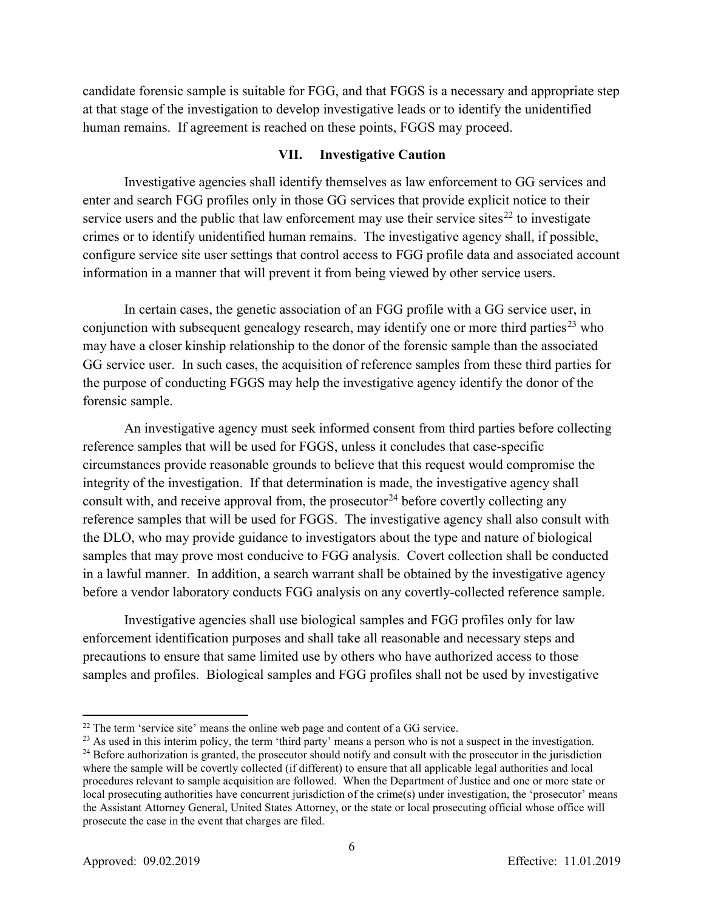candidate forensic sample is suitable for FGG, and that FGGS is a necessary and appropriate step at that stage of the investigation to develop investigative leads or to identify the unidentified human remains. If agreement is reached on these points, FGGS may proceed.

## VII. Investigative Caution

Investigative agencies shall identify themselves as law enforcement to GG services and enter and search FGG profiles only in those GG services that provide explicit notice to their service users and the public that law enforcement may use their service sites[22] to investigate crimes or to identify unidentified human remains. The investigative agency shall, if possible, configure service site user settings that control access to FGG profile data and associated account information in a manner that will prevent it from being viewed by other service users.

In certain cases, the genetic association of an FGG profile with a GG service user, in conjunction with subsequent genealogy research, may identify one or more third parties[23] who may have a closer kinship relationship to the donor of the forensic sample than the associated GG service user. In such cases, the acquisition of reference samples from these third parties for the purpose of conducting FGGS may help the investigative agency identify the donor of the forensic sample.

An investigative agency must seek informed consent from third parties before collecting reference samples that will be used for FGGS, unless it concludes that case-specific circumstances provide reasonable grounds to believe that this request would compromise the integrity of the investigation. If that determination is made, the investigative agency shall consult with, and receive approval from, the prosecutor[24] before covertly collecting any reference samples that will be used for FGGS. The investigative agency shall also consult with the DLO, who may provide guidance to investigators about the type and nature of biological samples that may prove most conducive to FGG analysis. Covert collection shall be conducted in a lawful manner. In addition, a search warrant shall be obtained by the investigative agency before a vendor laboratory conducts FGG analysis on any covertly-collected reference sample.

Investigative agencies shall use biological samples and FGG profiles only for law enforcement identification purposes and shall take all reasonable and necessary steps and precautions to ensure that same limited use by others who have authorized access to those samples and profiles. Biological samples and FGG profiles shall not be used by investigative

---

[22] The term 'service site' means the online web page and content of a GG service.

[23] As used in this interim policy, the term 'third party' means a person who is not a suspect in the investigation.

[24] Before authorization is granted, the prosecutor should notify and consult with the prosecutor in the jurisdiction where the sample will be covertly collected (if different) to ensure that all applicable legal authorities and local procedures relevant to sample acquisition are followed. When the Department of Justice and one or more state or local prosecuting authorities have concurrent jurisdiction of the crime(s) under investigation, the 'prosecutor' means the Assistant Attorney General, United States Attorney, or the state or local prosecuting official whose office will prosecute the case in the event that charges are filed.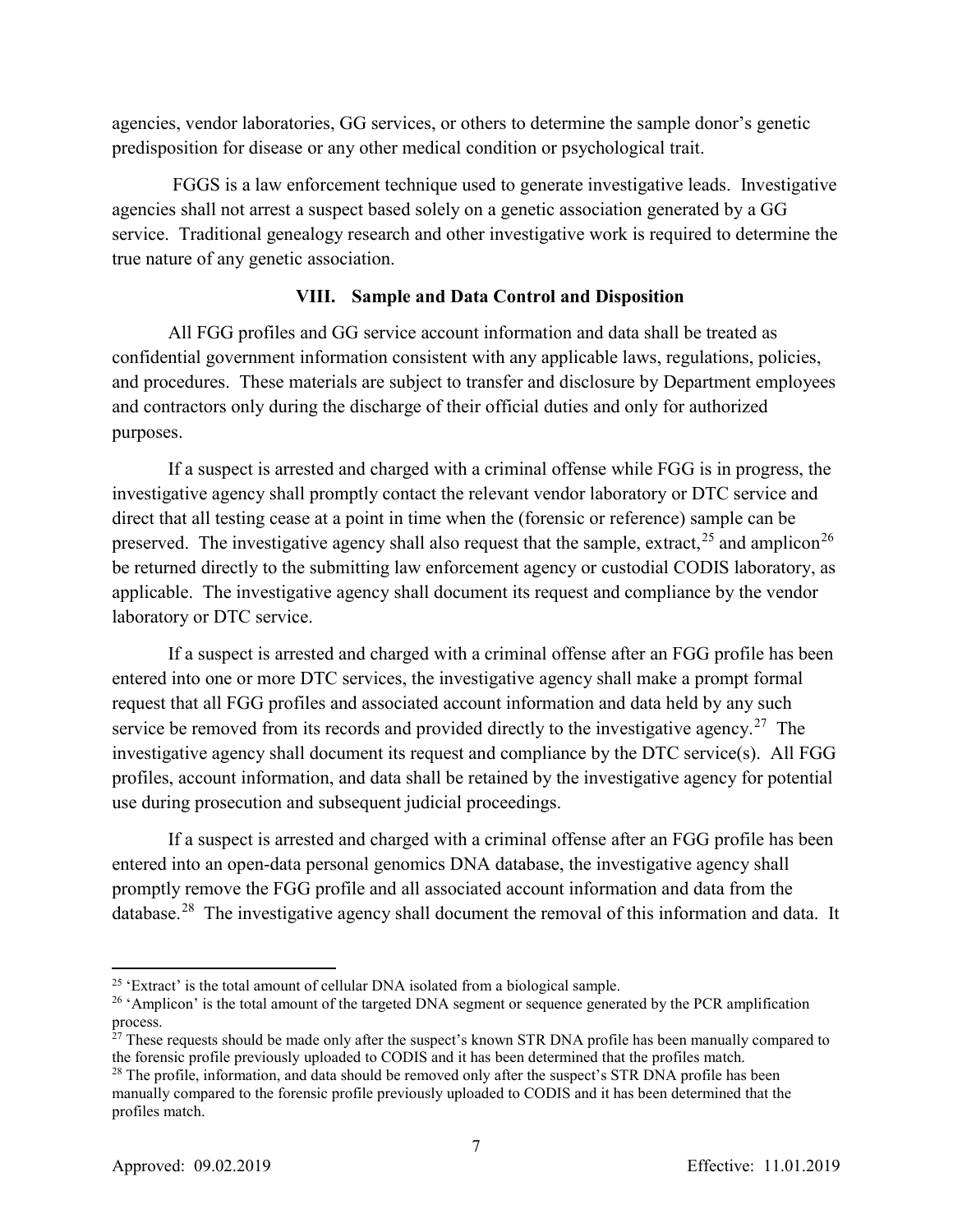agencies, vendor laboratories, GG services, or others to determine the sample donor's genetic predisposition for disease or any other medical condition or psychological trait.

FGGS is a law enforcement technique used to generate investigative leads. Investigative agencies shall not arrest a suspect based solely on a genetic association generated by a GG service. Traditional genealogy research and other investigative work is required to determine the true nature of any genetic association.

## VIII. Sample and Data Control and Disposition

All FGG profiles and GG service account information and data shall be treated as confidential government information consistent with any applicable laws, regulations, policies, and procedures. These materials are subject to transfer and disclosure by Department employees and contractors only during the discharge of their official duties and only for authorized purposes.

If a suspect is arrested and charged with a criminal offense while FGG is in progress, the investigative agency shall promptly contact the relevant vendor laboratory or DTC service and direct that all testing cease at a point in time when the (forensic or reference) sample can be preserved. The investigative agency shall also request that the sample, extract,[25] and amplicon[26] be returned directly to the submitting law enforcement agency or custodial CODIS laboratory, as applicable. The investigative agency shall document its request and compliance by the vendor laboratory or DTC service.

If a suspect is arrested and charged with a criminal offense after an FGG profile has been entered into one or more DTC services, the investigative agency shall make a prompt formal request that all FGG profiles and associated account information and data held by any such service be removed from its records and provided directly to the investigative agency.[27] The investigative agency shall document its request and compliance by the DTC service(s). All FGG profiles, account information, and data shall be retained by the investigative agency for potential use during prosecution and subsequent judicial proceedings.

If a suspect is arrested and charged with a criminal offense after an FGG profile has been entered into an open-data personal genomics DNA database, the investigative agency shall promptly remove the FGG profile and all associated account information and data from the database.[28] The investigative agency shall document the removal of this information and data. It

---

[25] 'Extract' is the total amount of cellular DNA isolated from a biological sample.

[26] 'Amplicon' is the total amount of the targeted DNA segment or sequence generated by the PCR amplification process.

[27] These requests should be made only after the suspect's known STR DNA profile has been manually compared to the forensic profile previously uploaded to CODIS and it has been determined that the profiles match.

[28] The profile, information, and data should be removed only after the suspect's STR DNA profile has been manually compared to the forensic profile previously uploaded to CODIS and it has been determined that the profiles match.

Approved: 09.02.2019 Effective: 11.01.2019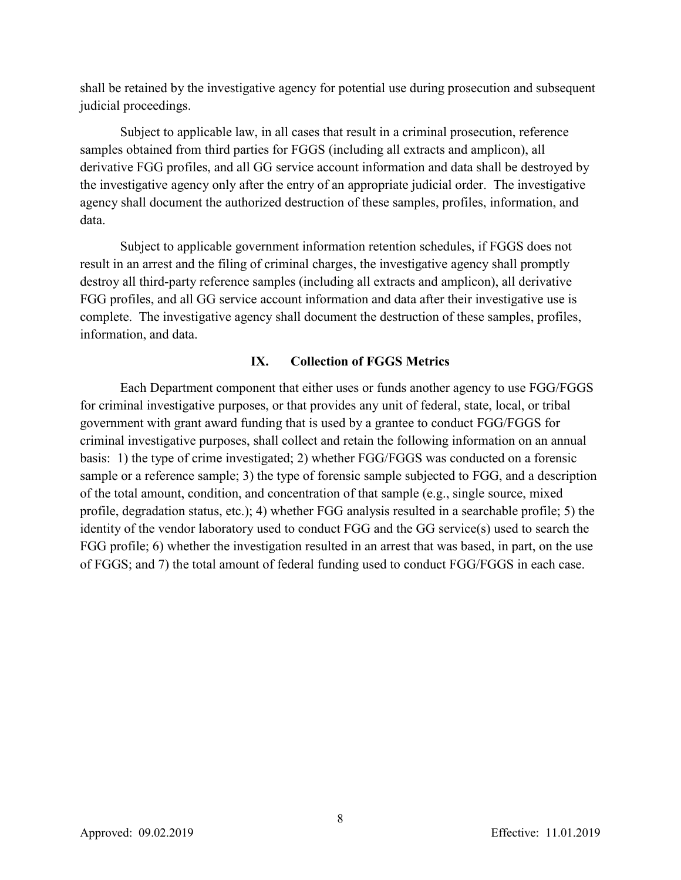shall be retained by the investigative agency for potential use during prosecution and subsequent judicial proceedings.

Subject to applicable law, in all cases that result in a criminal prosecution, reference samples obtained from third parties for FGGS (including all extracts and amplicon), all derivative FGG profiles, and all GG service account information and data shall be destroyed by the investigative agency only after the entry of an appropriate judicial order. The investigative agency shall document the authorized destruction of these samples, profiles, information, and data.

Subject to applicable government information retention schedules, if FGGS does not result in an arrest and the filing of criminal charges, the investigative agency shall promptly destroy all third-party reference samples (including all extracts and amplicon), all derivative FGG profiles, and all GG service account information and data after their investigative use is complete. The investigative agency shall document the destruction of these samples, profiles, information, and data.

## IX. Collection of FGGS Metrics

Each Department component that either uses or funds another agency to use FGG/FGGS for criminal investigative purposes, or that provides any unit of federal, state, local, or tribal government with grant award funding that is used by a grantee to conduct FGG/FGGS for criminal investigative purposes, shall collect and retain the following information on an annual basis: 1) the type of crime investigated; 2) whether FGG/FGGS was conducted on a forensic sample or a reference sample; 3) the type of forensic sample subjected to FGG, and a description of the total amount, condition, and concentration of that sample (e.g., single source, mixed profile, degradation status, etc.); 4) whether FGG analysis resulted in a searchable profile; 5) the identity of the vendor laboratory used to conduct FGG and the GG service(s) used to search the FGG profile; 6) whether the investigation resulted in an arrest that was based, in part, on the use of FGGS; and 7) the total amount of federal funding used to conduct FGG/FGGS in each case.